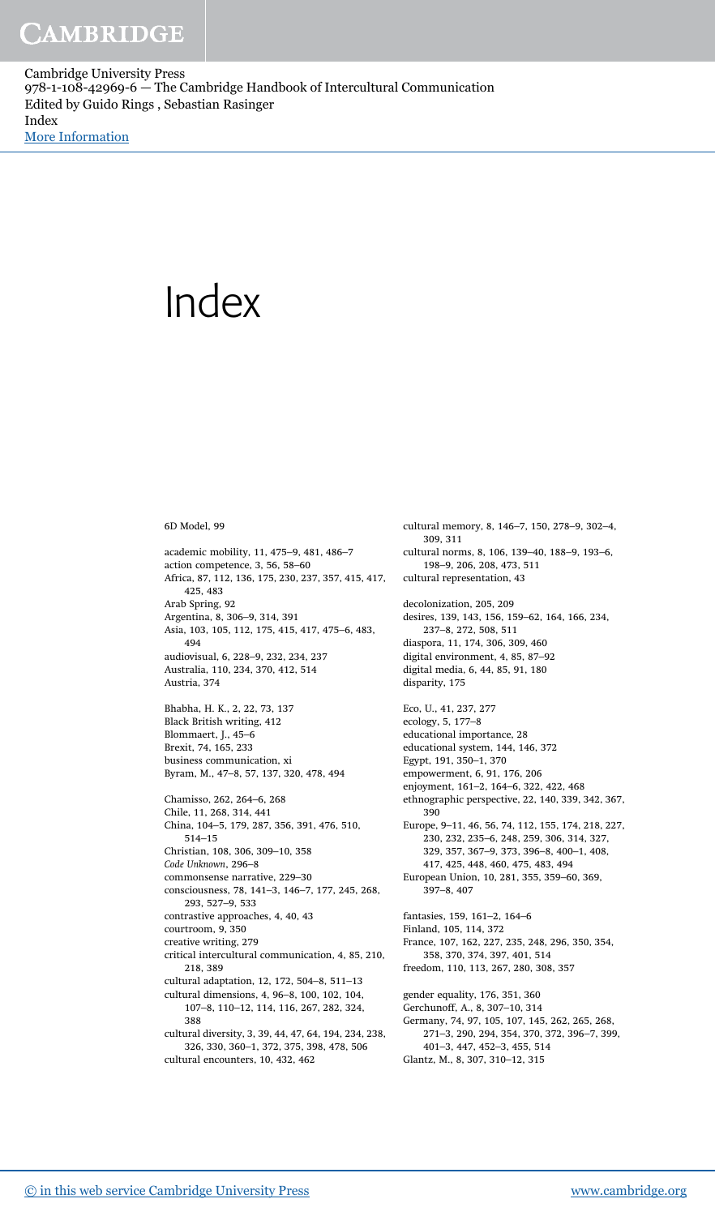# Index

6D Model, 99

academic mobility, 11, 475–9, 481, 486–7
action competence, 3, 56, 58–60
Africa, 87, 112, 136, 175, 230, 237, 357, 415, 417, 425, 483
Arab Spring, 92
Argentina, 8, 306–9, 314, 391
Asia, 103, 105, 112, 175, 415, 417, 475–6, 483, 494
audiovisual, 6, 228–9, 232, 234, 237
Australia, 110, 234, 370, 412, 514
Austria, 374

Bhabha, H. K., 2, 22, 73, 137
Black British writing, 412
Blommaert, J., 45–6
Brexit, 74, 165, 233
business communication, xi
Byram, M., 47–8, 57, 137, 320, 478, 494

Chamisso, 262, 264–6, 268
Chile, 11, 268, 314, 441
China, 104–5, 179, 287, 356, 391, 476, 510, 514–15
Christian, 108, 306, 309–10, 358
*Code Unknown*, 296–8
commonsense narrative, 229–30
consciousness, 78, 141–3, 146–7, 177, 245, 268, 293, 527–9, 533
contrastive approaches, 4, 40, 43
courtroom, 9, 350
creative writing, 279
critical intercultural communication, 4, 85, 210, 218, 389
cultural adaptation, 12, 172, 504–8, 511–13
cultural dimensions, 4, 96–8, 100, 102, 104, 107–8, 110–12, 114, 116, 267, 282, 324, 388
cultural diversity, 3, 39, 44, 47, 64, 194, 234, 238, 326, 330, 360–1, 372, 375, 398, 478, 506
cultural encounters, 10, 432, 462
cultural memory, 8, 146–7, 150, 278–9, 302–4, 309, 311
cultural norms, 8, 106, 139–40, 188–9, 193–6, 198–9, 206, 208, 473, 511
cultural representation, 43

decolonization, 205, 209
desires, 139, 143, 156, 159–62, 164, 166, 234, 237–8, 272, 508, 511
diaspora, 11, 174, 306, 309, 460
digital environment, 4, 85, 87–92
digital media, 6, 44, 85, 91, 180
disparity, 175

Eco, U., 41, 237, 277
ecology, 5, 177–8
educational importance, 28
educational system, 144, 146, 372
Egypt, 191, 350–1, 370
empowerment, 6, 91, 176, 206
enjoyment, 161–2, 164–6, 322, 422, 468
ethnographic perspective, 22, 140, 339, 342, 367, 390
Europe, 9–11, 46, 56, 74, 112, 155, 174, 218, 227, 230, 232, 235–6, 248, 259, 306, 314, 327, 329, 357, 367–9, 373, 396–8, 400–1, 408, 417, 425, 448, 460, 475, 483, 494
European Union, 10, 281, 355, 359–60, 369, 397–8, 407

fantasies, 159, 161–2, 164–6
Finland, 105, 114, 372
France, 107, 162, 227, 235, 248, 296, 350, 354, 358, 370, 374, 397, 401, 514
freedom, 110, 113, 267, 280, 308, 357

gender equality, 176, 351, 360
Gerchunoff, A., 8, 307–10, 314
Germany, 74, 97, 105, 107, 145, 262, 265, 268, 271–3, 290, 294, 354, 370, 372, 396–7, 399, 401–3, 447, 452–3, 455, 514
Glantz, M., 8, 307, 310–12, 315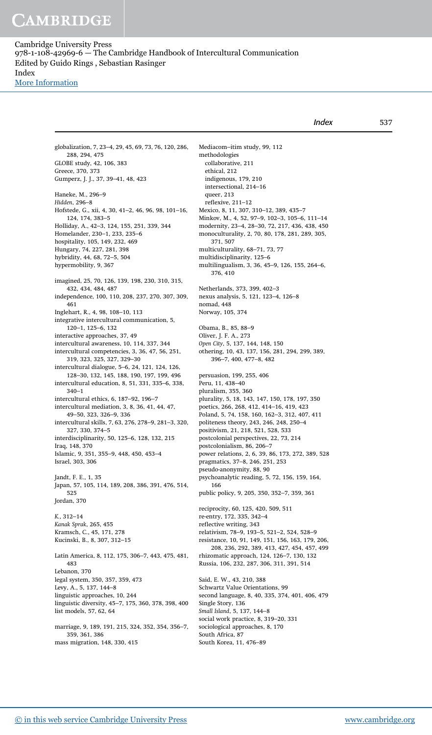globalization, 7, 23–4, 29, 45, 69, 73, 76, 120, 286, 288, 294, 475
GLOBE study, 42, 106, 383
Greece, 370, 373
Gumperz, J. J., 37, 39–41, 48, 423

Haneke, M., 296–9
*Hidden*, 296–8
Hofstede, G., xii, 4, 30, 41–2, 46, 96, 98, 101–16, 124, 174, 383–5
Holliday, A., 42–3, 124, 155, 251, 339, 344
Homelander, 230–1, 233, 235–6
hospitality, 105, 149, 232, 469
Hungary, 74, 227, 281, 398
hybridity, 44, 68, 72–5, 504
hypermobility, 9, 367

imagined, 25, 70, 126, 139, 198, 230, 310, 315, 432, 434, 484, 487
independence, 100, 110, 208, 237, 270, 307, 309, 461
Inglehart, R., 4, 98, 108–10, 113
integrative intercultural communication, 5, 120–1, 125–6, 132
interactive approaches, 37, 49
intercultural awareness, 10, 114, 337, 344
intercultural competencies, 3, 36, 47, 56, 251, 319, 323, 325, 327, 329–30
intercultural dialogue, 5–6, 24, 121, 124, 126, 128–30, 132, 145, 188, 190, 197, 199, 496
intercultural education, 8, 51, 331, 335–6, 338, 340–1
intercultural ethics, 6, 187–92, 196–7
intercultural mediation, 3, 8, 36, 41, 44, 47, 49–50, 323, 326–9, 336
intercultural skills, 7, 63, 276, 278–9, 281–3, 320, 327, 330, 374–5
interdisciplinarity, 50, 125–6, 128, 132, 215
Iraq, 148, 370
Islamic, 9, 351, 355–9, 448, 450, 453–4
Israel, 303, 306

Jandt, F. E., 1, 35
Japan, 57, 105, 114, 189, 208, 386, 391, 476, 514, 525
Jordan, 370

*K.*, 312–14
*Kanak Sprak*, 265, 455
Kramsch, C., 45, 171, 278
Kucinski, B., 8, 307, 312–15

Latin America, 8, 112, 175, 306–7, 443, 475, 481, 483
Lebanon, 370
legal system, 350, 357, 359, 473
Levy, A., 5, 137, 144–8
linguistic approaches, 10, 244
linguistic diversity, 45–7, 175, 360, 378, 398, 400
list models, 57, 62, 64

marriage, 9, 189, 191, 215, 324, 352, 354, 356–7, 359, 361, 386
mass migration, 148, 330, 415

Mediacom–itim study, 99, 112
methodologies
  collaborative, 211
  ethical, 212
  indigenous, 179, 210
  intersectional, 214–16
  queer, 213
  reflexive, 211–12
Mexico, 8, 11, 307, 310–12, 389, 435–7
Minkov, M., 4, 52, 97–9, 102–3, 105–6, 111–14
modernity, 23–4, 28–30, 72, 217, 436, 438, 450
monoculturality, 2, 70, 80, 178, 281, 289, 305, 371, 507
multiculturality, 68–71, 73, 77
multidisciplinarity, 125–6
multilingualism, 3, 36, 45–9, 126, 155, 264–6, 376, 410

Netherlands, 373, 399, 402–3
nexus analysis, 5, 121, 123–4, 126–8
nomad, 448
Norway, 105, 374

Obama, B., 85, 88–9
Oliver, J. F. A., 273
*Open City*, 5, 137, 144, 148, 150
othering, 10, 43, 137, 156, 281, 294, 299, 389, 396–7, 400, 477–8, 482

persuasion, 199, 255, 406
Peru, 11, 438–40
pluralism, 355, 360
plurality, 5, 18, 143, 147, 150, 178, 197, 350
poetics, 266, 268, 412, 414–16, 419, 423
Poland, 5, 74, 158, 160, 162–3, 312, 407, 411
politeness theory, 243, 246, 248, 250–4
positivism, 21, 218, 521, 528, 533
postcolonial perspectives, 22, 73, 214
postcolonialism, 86, 206–7
power relations, 2, 6, 39, 86, 173, 272, 389, 528
pragmatics, 37–8, 246, 251, 253
pseudo-anonymity, 88, 90
psychoanalytic reading, 5, 72, 156, 159, 164, 166
public policy, 9, 205, 350, 352–7, 359, 361

reciprocity, 60, 125, 420, 509, 511
re-entry, 172, 335, 342–4
reflective writing, 343
relativism, 78–9, 193–5, 521–2, 524, 528–9
resistance, 10, 91, 149, 151, 156, 163, 179, 206, 208, 236, 292, 389, 413, 427, 454, 457, 499
rhizomatic approach, 124, 126–7, 130, 132
Russia, 106, 232, 287, 306, 311, 391, 514

Said, E. W., 43, 210, 388
Schwartz Value Orientations, 99
second language, 8, 40, 335, 374, 401, 406, 479
Single Story, 136
*Small Island*, 5, 137, 144–8
social work practice, 8, 319–20, 331
sociological approaches, 8, 170
South Africa, 87
South Korea, 11, 476–89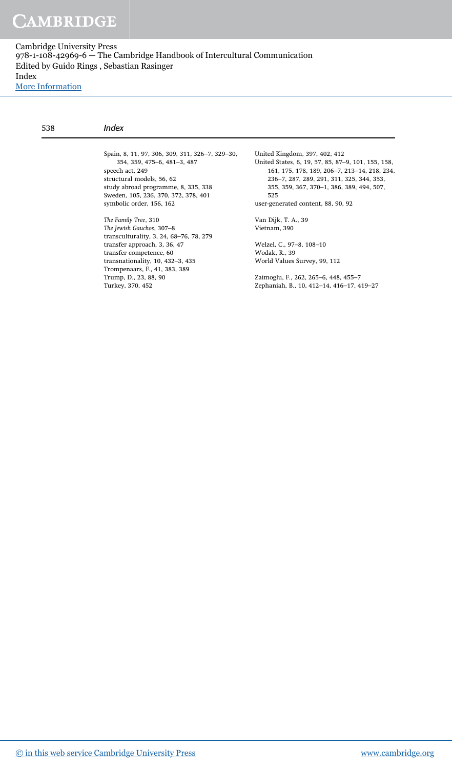Spain, 8, 11, 97, 306, 309, 311, 326–7, 329–30, 354, 359, 475–6, 481–3, 487
speech act, 249
structural models, 56, 62
study abroad programme, 8, 335, 338
Sweden, 105, 236, 370, 372, 378, 401
symbolic order, 156, 162

*The Family Tree*, 310
*The Jewish Gauchos*, 307–8
transculturality, 3, 24, 68–76, 78, 279
transfer approach, 3, 36, 47
transfer competence, 60
transnationality, 10, 432–3, 435
Trompenaars, F., 41, 383, 389
Trump, D., 23, 88, 90
Turkey, 370, 452

United Kingdom, 397, 402, 412
United States, 6, 19, 57, 85, 87–9, 101, 155, 158, 161, 175, 178, 189, 206–7, 213–14, 218, 234, 236–7, 287, 289, 291, 311, 325, 344, 353, 355, 359, 367, 370–1, 386, 389, 494, 507, 525
user-generated content, 88, 90, 92

Van Dijk, T. A., 39
Vietnam, 390

Welzel, C., 97–8, 108–10
Wodak, R., 39
World Values Survey, 99, 112

Zaimoglu, F., 262, 265–6, 448, 455–7
Zephaniah, B., 10, 412–14, 416–17, 419–27